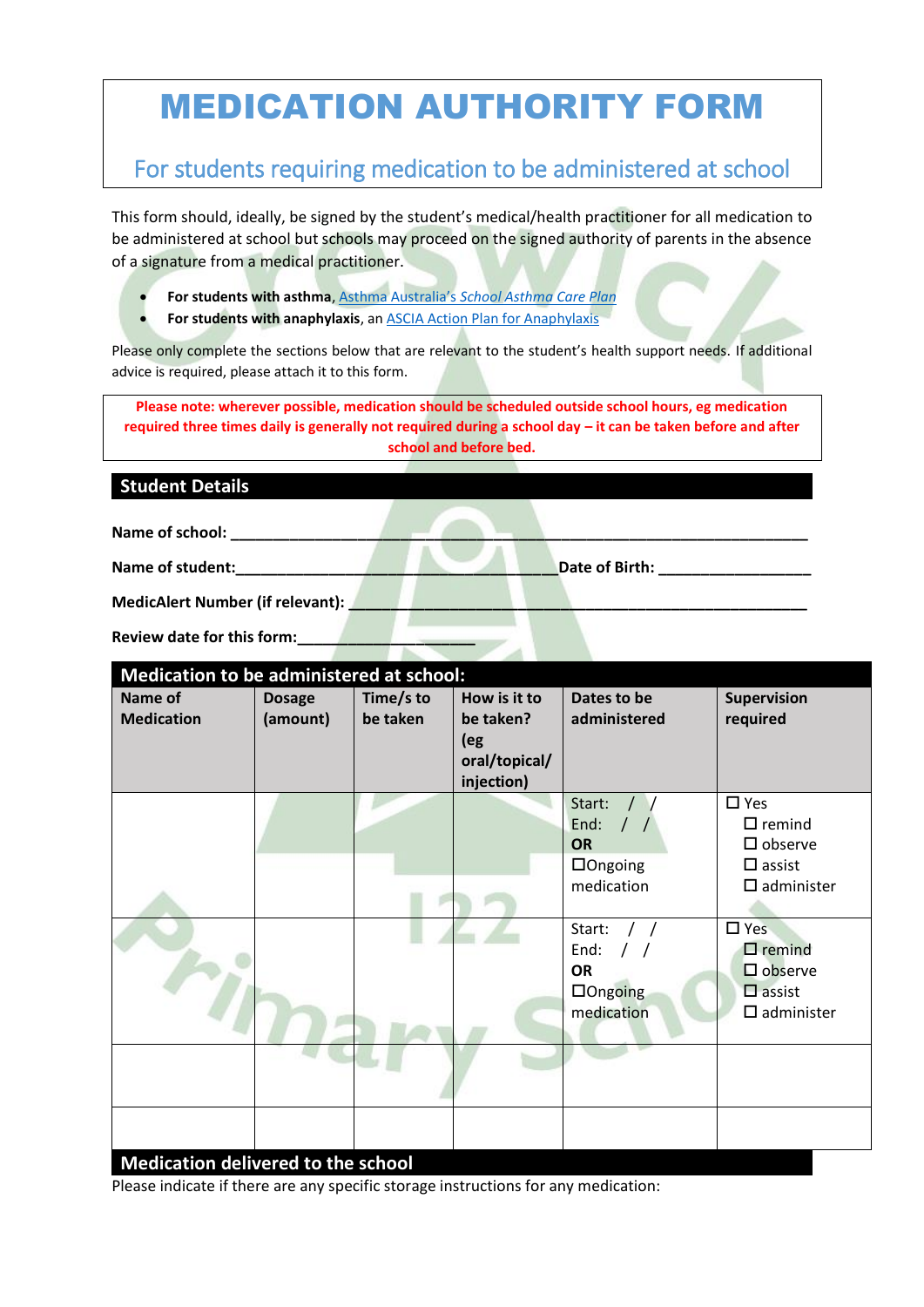# MEDICATION AUTHORITY FORM

## For students requiring medication to be administered at school

This form should, ideally, be signed by the student's medical/health practitioner for all medication to be administered at school but schools may proceed on the signed authority of parents in the absence of a signature from a medical practitioner.

- **For students with asthma**, Asthma Australia's *School Asthma Care Plan*
- **For students with anaphylaxis**, an ASCIA Action Plan for Anaphylaxis

Please only complete the sections below that are relevant to the student's health support needs. If additional advice is required, please attach it to this form.

**Please note: wherever possible, medication should be scheduled outside school hours, eg medication required three times daily is generally not required during a school day – it can be taken before and after school and before bed.**

## Student Details

**Name of school:** ____________________________________________

**Name of student:**____________________________ **Date of Birth:** ______________

**MedicAlert Number (if relevant):** ____________________________________

**Review date for this form:**_______________

## Medication to be administered at school:

| Name of Medication | Dosage (amount) | Time/s to be taken | How is it to be taken? (eg oral/topical/ injection) | Dates to be administered | Supervision required |
|---|---|---|---|---|---|
| | | | | Start: / / End: / / **OR** ☐Ongoing medication | ☐ Yes ☐ remind ☐ observe ☐ assist ☐ administer |
| | | | | Start: / / End: / / **OR** ☐Ongoing medication | ☐ Yes ☐ remind ☐ observe ☐ assist ☐ administer |
| | | | | | |
| | | | | | |

## Medication delivered to the school

Please indicate if there are any specific storage instructions for any medication: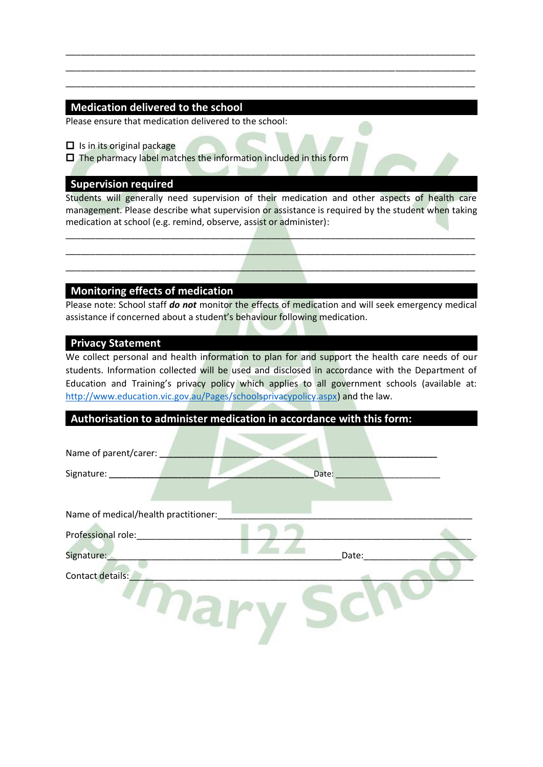\_\_\_\_\_\_\_\_\_\_\_\_\_\_\_\_\_\_\_\_\_\_\_\_\_\_\_\_\_\_\_\_\_\_\_\_\_\_\_\_\_\_\_\_\_\_\_\_\_\_\_\_\_\_\_\_\_\_\_\_\_\_\_\_\_\_\_\_\_\_\_\_\_\_\_\_\_\_

\_\_\_\_\_\_\_\_\_\_\_\_\_\_\_\_\_\_\_\_\_\_\_\_\_\_\_\_\_\_\_\_\_\_\_\_\_\_\_\_\_\_\_\_\_\_\_\_\_\_\_\_\_\_\_\_\_\_\_\_\_\_\_\_\_\_\_\_\_\_\_\_\_\_\_\_\_\_

\_\_\_\_\_\_\_\_\_\_\_\_\_\_\_\_\_\_\_\_\_\_\_\_\_\_\_\_\_\_\_\_\_\_\_\_\_\_\_\_\_\_\_\_\_\_\_\_\_\_\_\_\_\_\_\_\_\_\_\_\_\_\_\_\_\_\_\_\_\_\_\_\_\_\_\_\_\_

## Medication delivered to the school

Please ensure that medication delivered to the school:

- ☐ Is in its original package
- ☐ The pharmacy label matches the information included in this form

## Supervision required

Students will generally need supervision of their medication and other aspects of health care management. Please describe what supervision or assistance is required by the student when taking medication at school (e.g. remind, observe, assist or administer):

\_\_\_\_\_\_\_\_\_\_\_\_\_\_\_\_\_\_\_\_\_\_\_\_\_\_\_\_\_\_\_\_\_\_\_\_\_\_\_\_\_\_\_\_\_\_\_\_\_\_\_\_\_\_\_\_\_\_\_\_\_\_\_\_\_\_\_\_\_\_\_\_\_\_\_\_\_\_

\_\_\_\_\_\_\_\_\_\_\_\_\_\_\_\_\_\_\_\_\_\_\_\_\_\_\_\_\_\_\_\_\_\_\_\_\_\_\_\_\_\_\_\_\_\_\_\_\_\_\_\_\_\_\_\_\_\_\_\_\_\_\_\_\_\_\_\_\_\_\_\_\_\_\_\_\_\_

\_\_\_\_\_\_\_\_\_\_\_\_\_\_\_\_\_\_\_\_\_\_\_\_\_\_\_\_\_\_\_\_\_\_\_\_\_\_\_\_\_\_\_\_\_\_\_\_\_\_\_\_\_\_\_\_\_\_\_\_\_\_\_\_\_\_\_\_\_\_\_\_\_\_\_\_\_\_

## Monitoring effects of medication

Please note: School staff ***do not*** monitor the effects of medication and will seek emergency medical assistance if concerned about a student's behaviour following medication.

## Privacy Statement

We collect personal and health information to plan for and support the health care needs of our students. Information collected will be used and disclosed in accordance with the Department of Education and Training's privacy policy which applies to all government schools (available at: http://www.education.vic.gov.au/Pages/schoolsprivacypolicy.aspx) and the law.

## Authorisation to administer medication in accordance with this form:

Name of parent/carer: \_\_\_\_\_\_\_\_\_\_\_\_\_\_\_\_\_\_\_\_\_\_\_\_\_\_\_\_\_\_\_\_\_\_\_\_\_\_\_\_\_\_\_\_\_\_\_\_\_\_\_\_

Signature: \_\_\_\_\_\_\_\_\_\_\_\_\_\_\_\_\_\_\_\_\_\_\_\_\_\_\_\_\_\_\_\_\_\_\_\_\_\_\_\_\_\_ Date: \_\_\_\_\_\_\_\_\_\_\_\_\_\_\_\_\_\_\_\_\_

Name of medical/health practitioner: \_\_\_\_\_\_\_\_\_\_\_\_\_\_\_\_\_\_\_\_\_\_\_\_\_\_\_\_\_\_\_\_\_\_\_\_\_\_\_\_\_\_\_\_\_\_\_\_\_\_

Professional role: \_\_\_\_\_\_\_\_\_\_\_\_\_\_\_\_\_\_\_\_\_\_\_\_\_\_\_\_\_\_\_\_\_\_\_\_\_\_\_\_\_\_\_\_\_\_\_\_\_\_\_\_\_\_\_\_\_\_\_\_\_\_\_\_

Signature: \_\_\_\_\_\_\_\_\_\_\_\_\_\_\_\_\_\_\_\_\_\_\_\_\_\_\_\_\_\_\_\_\_\_\_\_\_\_\_\_\_\_\_\_\_\_\_\_ Date: \_\_\_\_\_\_\_\_\_\_\_\_\_\_\_\_\_\_\_\_\_\_

Contact details: \_\_\_\_\_\_\_\_\_\_\_\_\_\_\_\_\_\_\_\_\_\_\_\_\_\_\_\_\_\_\_\_\_\_\_\_\_\_\_\_\_\_\_\_\_\_\_\_\_\_\_\_\_\_\_\_\_\_\_\_\_\_\_\_\_\_\_